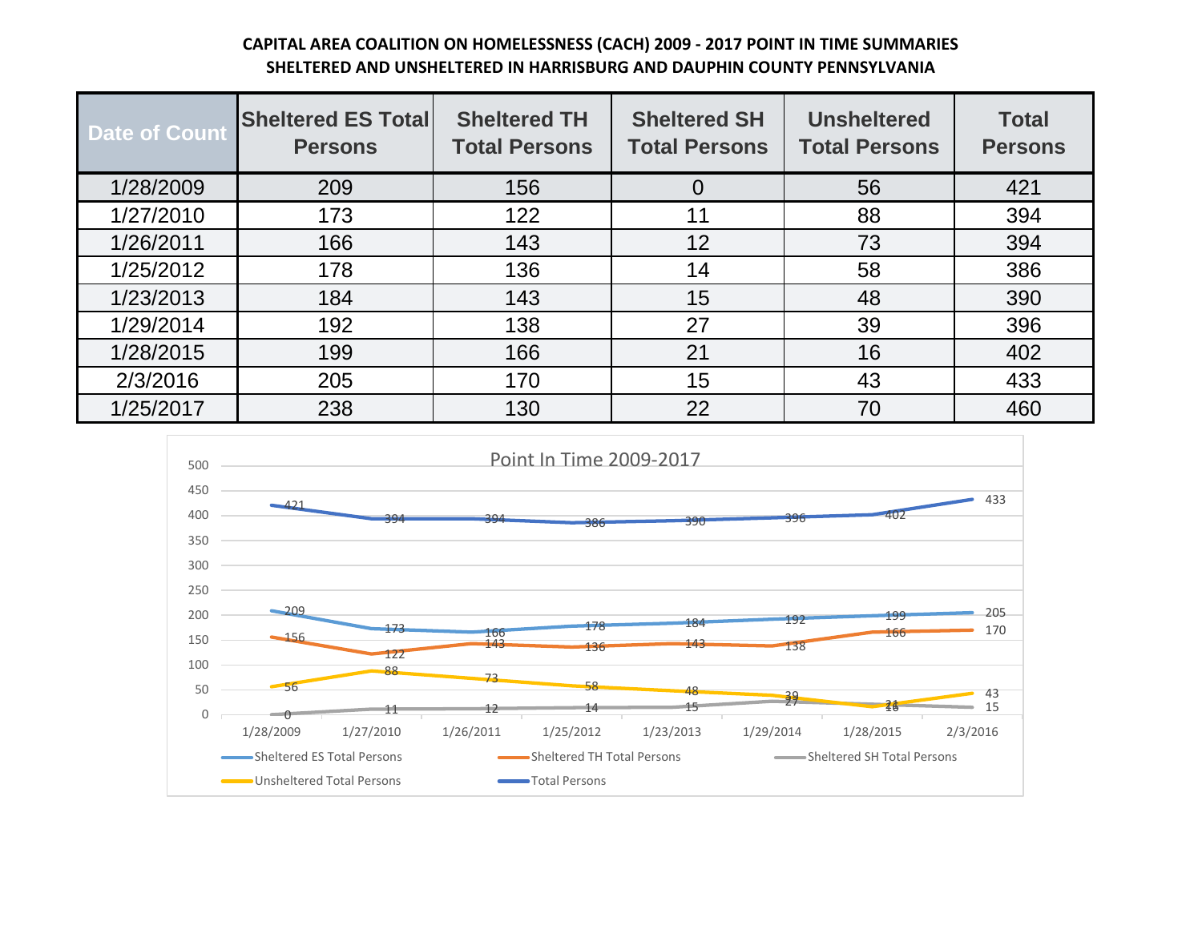**CAPITAL AREA COALITION ON HOMELESSNESS (CACH) 2009 - 2017 POINT IN TIME SUMMARIES**
**SHELTERED AND UNSHELTERED IN HARRISBURG AND DAUPHIN COUNTY PENNSYLVANIA**

| Date of Count | Sheltered ES Total Persons | Sheltered TH Total Persons | Sheltered SH Total Persons | Unsheltered Total Persons | Total Persons |
|---|---|---|---|---|---|
| 1/28/2009 | 209 | 156 | 0 | 56 | 421 |
| 1/27/2010 | 173 | 122 | 11 | 88 | 394 |
| 1/26/2011 | 166 | 143 | 12 | 73 | 394 |
| 1/25/2012 | 178 | 136 | 14 | 58 | 386 |
| 1/23/2013 | 184 | 143 | 15 | 48 | 390 |
| 1/29/2014 | 192 | 138 | 27 | 39 | 396 |
| 1/28/2015 | 199 | 166 | 21 | 16 | 402 |
| 2/3/2016 | 205 | 170 | 15 | 43 | 433 |
| 1/25/2017 | 238 | 130 | 22 | 70 | 460 |

Point In Time 2009-2017

| Date of Count | Sheltered ES Total Persons | Sheltered TH Total Persons | Sheltered SH Total Persons | Unsheltered Total Persons | Total Persons |
|---|---|---|---|---|---|
| 1/28/2009 | 209 | 156 | 0 | 56 | 421 |
| 1/27/2010 | 173 | 122 | 11 | 88 | 394 |
| 1/26/2011 | 166 | 143 | 12 | 73 | 394 |
| 1/25/2012 | 178 | 136 | 14 | 58 | 386 |
| 1/23/2013 | 184 | 143 | 15 | 48 | 390 |
| 1/29/2014 | 192 | 138 | 27 | 39 | 396 |
| 1/28/2015 | 199 | 166 | 21 | 16 | 402 |
| 2/3/2016 | 205 | 170 | 15 | 43 | 433 |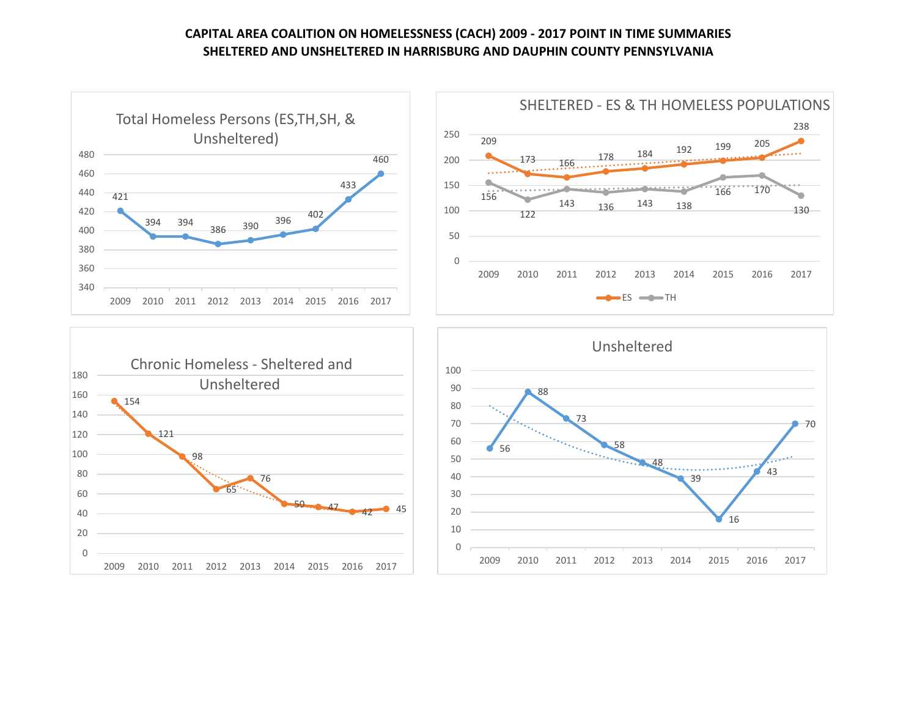# CAPITAL AREA COALITION ON HOMELESSNESS (CACH) 2009 - 2017 POINT IN TIME SUMMARIES
# SHELTERED AND UNSHELTERED IN HARRISBURG AND DAUPHIN COUNTY PENNSYLVANIA

## Total Homeless Persons (ES,TH,SH, & Unsheltered)

| Year | Total |
|---|---|
| 2009 | 421 |
| 2010 | 394 |
| 2011 | 394 |
| 2012 | 386 |
| 2013 | 390 |
| 2014 | 396 |
| 2015 | 402 |
| 2016 | 433 |
| 2017 | 460 |

## SHELTERED - ES & TH HOMELESS POPULATIONS

| Year | ES | TH |
|---|---|---|
| 2009 | 209 | 156 |
| 2010 | 173 | 122 |
| 2011 | 166 | 143 |
| 2012 | 178 | 136 |
| 2013 | 184 | 143 |
| 2014 | 192 | 138 |
| 2015 | 199 | 166 |
| 2016 | 205 | 170 |
| 2017 | 238 | 130 |

## Chronic Homeless - Sheltered and Unsheltered

| Year | Chronic Homeless |
|---|---|
| 2009 | 154 |
| 2010 | 121 |
| 2011 | 98 |
| 2012 | 65 |
| 2013 | 76 |
| 2014 | 50 |
| 2015 | 47 |
| 2016 | 42 |
| 2017 | 45 |

## Unsheltered

| Year | Unsheltered |
|---|---|
| 2009 | 56 |
| 2010 | 88 |
| 2011 | 73 |
| 2012 | 58 |
| 2013 | 48 |
| 2014 | 39 |
| 2015 | 16 |
| 2016 | 43 |
| 2017 | 70 |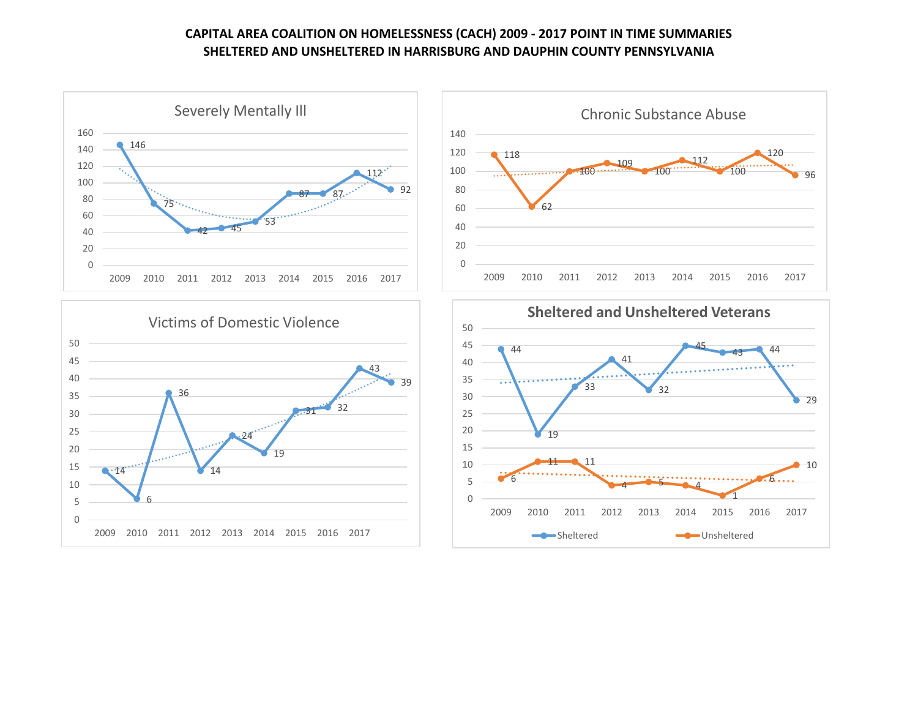**CAPITAL AREA COALITION ON HOMELESSNESS (CACH) 2009 - 2017 POINT IN TIME SUMMARIES**
**SHELTERED AND UNSHELTERED IN HARRISBURG AND DAUPHIN COUNTY PENNSYLVANIA**

Severely Mentally Ill

160
140
120
100
80
60
40
20
0

2009 2010 2011 2012 2013 2014 2015 2016 2017

146 75 42 45 53 87 87 112 92

Chronic Substance Abuse

140
120
100
80
60
40
20
0

2009 2010 2011 2012 2013 2014 2015 2016 2017

118 62 100 109 100 112 100 120 96

Victims of Domestic Violence

50
45
40
35
30
25
20
15
10
5
0

2009 2010 2011 2012 2013 2014 2015 2016 2017

14 6 36 14 24 19 31 32 43 39

**Sheltered and Unsheltered Veterans**

50
45
40
35
30
25
20
15
10
5
0

2009 2010 2011 2012 2013 2014 2015 2016 2017

Sheltered: 44 19 33 41 32 45 43 44 29

Unsheltered: 6 11 11 4 5 4 1 6 10

Sheltered
Unsheltered